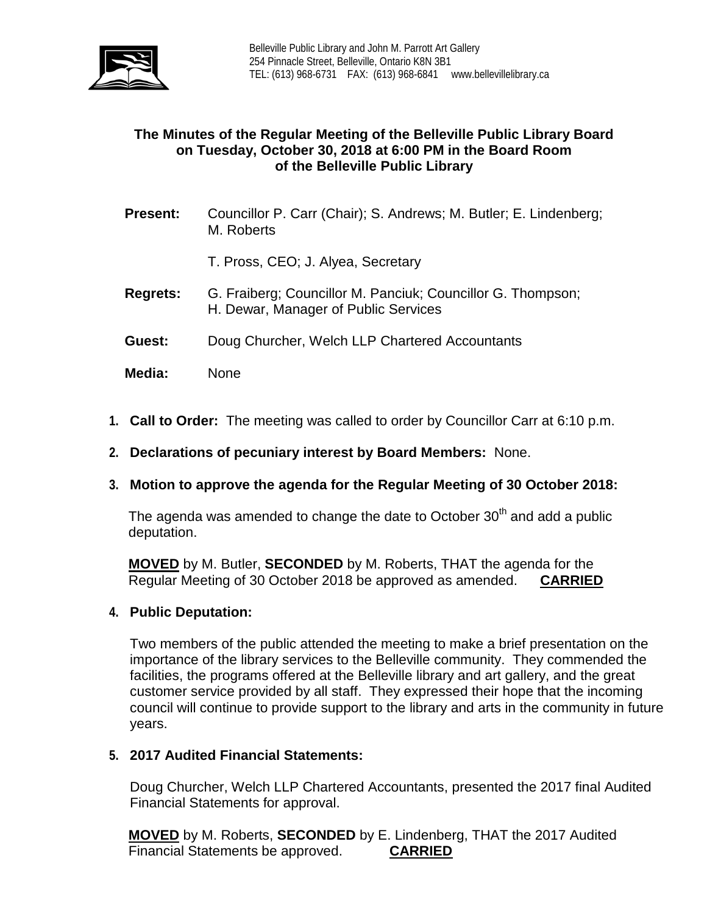Belleville Public Library and John M. Parrott Art Gallery
254 Pinnacle Street, Belleville, Ontario K8N 3B1
TEL: (613) 968-6731 FAX: (613) 968-6841 www.bellevillelibrary.ca

**The Minutes of the Regular Meeting of the Belleville Public Library Board on Tuesday, October 30, 2018 at 6:00 PM in the Board Room of the Belleville Public Library**

**Present:** Councillor P. Carr (Chair); S. Andrews; M. Butler; E. Lindenberg; M. Roberts

T. Pross, CEO; J. Alyea, Secretary

**Regrets:** G. Fraiberg; Councillor M. Panciuk; Councillor G. Thompson; H. Dewar, Manager of Public Services

**Guest:** Doug Churcher, Welch LLP Chartered Accountants

**Media:** None

1. **Call to Order:** The meeting was called to order by Councillor Carr at 6:10 p.m.

2. **Declarations of pecuniary interest by Board Members:** None.

3. **Motion to approve the agenda for the Regular Meeting of 30 October 2018:**

   The agenda was amended to change the date to October 30th and add a public deputation.

   **MOVED** by M. Butler, **SECONDED** by M. Roberts, THAT the agenda for the Regular Meeting of 30 October 2018 be approved as amended. **CARRIED**

4. **Public Deputation:**

   Two members of the public attended the meeting to make a brief presentation on the importance of the library services to the Belleville community. They commended the facilities, the programs offered at the Belleville library and art gallery, and the great customer service provided by all staff. They expressed their hope that the incoming council will continue to provide support to the library and arts in the community in future years.

5. **2017 Audited Financial Statements:**

   Doug Churcher, Welch LLP Chartered Accountants, presented the 2017 final Audited Financial Statements for approval.

   **MOVED** by M. Roberts, **SECONDED** by E. Lindenberg, THAT the 2017 Audited Financial Statements be approved. **CARRIED**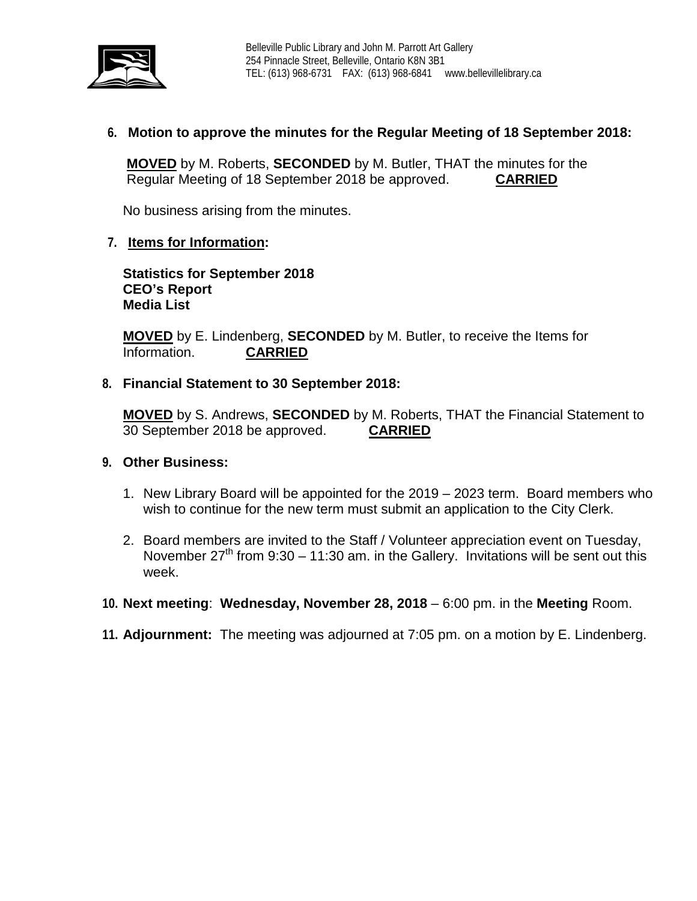**6. Motion to approve the minutes for the Regular Meeting of 18 September 2018:**

**MOVED** by M. Roberts, **SECONDED** by M. Butler, THAT the minutes for the Regular Meeting of 18 September 2018 be approved. **CARRIED**

No business arising from the minutes.

**7. Items for Information:**

**Statistics for September 2018**
**CEO's Report**
**Media List**

**MOVED** by E. Lindenberg, **SECONDED** by M. Butler, to receive the Items for Information. **CARRIED**

**8. Financial Statement to 30 September 2018:**

**MOVED** by S. Andrews, **SECONDED** by M. Roberts, THAT the Financial Statement to 30 September 2018 be approved. **CARRIED**

**9. Other Business:**

1. New Library Board will be appointed for the 2019 – 2023 term. Board members who wish to continue for the new term must submit an application to the City Clerk.

2. Board members are invited to the Staff / Volunteer appreciation event on Tuesday, November 27th from 9:30 – 11:30 am. in the Gallery. Invitations will be sent out this week.

**10. Next meeting**: **Wednesday, November 28, 2018** – 6:00 pm. in the **Meeting** Room.

**11. Adjournment:** The meeting was adjourned at 7:05 pm. on a motion by E. Lindenberg.